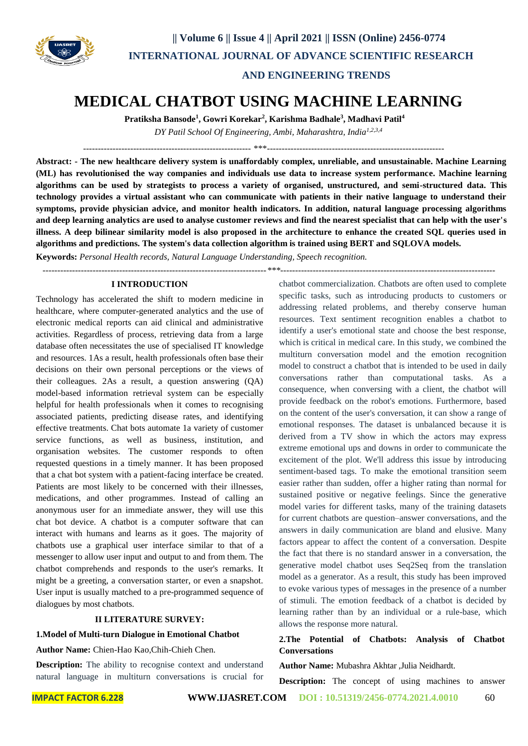# MEDICAL CHATBOT USING MACHINE LEARNING

**Pratiksha Bansode[1], Gowri Korekar[2], Karishma Badhale[3], Madhavi Patil[4]**

*DY Patil School Of Engineering, Ambi, Maharashtra, India[1,2,3,4]*

---

**Abstract: - The new healthcare delivery system is unaffordably complex, unreliable, and unsustainable. Machine Learning (ML) has revolutionised the way companies and individuals use data to increase system performance. Machine learning algorithms can be used by strategists to process a variety of organised, unstructured, and semi-structured data. This technology provides a virtual assistant who can communicate with patients in their native language to understand their symptoms, provide physician advice, and monitor health indicators. In addition, natural language processing algorithms and deep learning analytics are used to analyse customer reviews and find the nearest specialist that can help with the user's illness. A deep bilinear similarity model is also proposed in the architecture to enhance the created SQL queries used in algorithms and predictions. The system's data collection algorithm is trained using BERT and SQLOVA models.**

**Keywords:** *Personal Health records, Natural Language Understanding, Speech recognition.*

---

## I INTRODUCTION

Technology has accelerated the shift to modern medicine in healthcare, where computer-generated analytics and the use of electronic medical reports can aid clinical and administrative activities. Regardless of process, retrieving data from a large database often necessitates the use of specialised IT knowledge and resources. 1As a result, health professionals often base their decisions on their own personal perceptions or the views of their colleagues. 2As a result, a question answering (QA) model-based information retrieval system can be especially helpful for health professionals when it comes to recognising associated patients, predicting disease rates, and identifying effective treatments. Chat bots automate 1a variety of customer service functions, as well as business, institution, and organisation websites. The customer responds to often requested questions in a timely manner. It has been proposed that a chat bot system with a patient-facing interface be created. Patients are most likely to be concerned with their illnesses, medications, and other programmes. Instead of calling an anonymous user for an immediate answer, they will use this chat bot device. A chatbot is a computer software that can interact with humans and learns as it goes. The majority of chatbots use a graphical user interface similar to that of a messenger to allow user input and output to and from them. The chatbot comprehends and responds to the user's remarks. It might be a greeting, a conversation starter, or even a snapshot. User input is usually matched to a pre-programmed sequence of dialogues by most chatbots.

## II LITERATURE SURVEY:

### 1.Model of Multi-turn Dialogue in Emotional Chatbot

**Author Name:** Chien-Hao Kao,Chih-Chieh Chen.

**Description:** The ability to recognise context and understand natural language in multiturn conversations is crucial for chatbot commercialization. Chatbots are often used to complete specific tasks, such as introducing products to customers or addressing related problems, and thereby conserve human resources. Text sentiment recognition enables a chatbot to identify a user's emotional state and choose the best response, which is critical in medical care. In this study, we combined the multiturn conversation model and the emotion recognition model to construct a chatbot that is intended to be used in daily conversations rather than computational tasks. As a consequence, when conversing with a client, the chatbot will provide feedback on the robot's emotions. Furthermore, based on the content of the user's conversation, it can show a range of emotional responses. The dataset is unbalanced because it is derived from a TV show in which the actors may express extreme emotional ups and downs in order to communicate the excitement of the plot. We'll address this issue by introducing sentiment-based tags. To make the emotional transition seem easier rather than sudden, offer a higher rating than normal for sustained positive or negative feelings. Since the generative model varies for different tasks, many of the training datasets for current chatbots are question–answer conversations, and the answers in daily communication are bland and elusive. Many factors appear to affect the content of a conversation. Despite the fact that there is no standard answer in a conversation, the generative model chatbot uses Seq2Seq from the translation model as a generator. As a result, this study has been improved to evoke various types of messages in the presence of a number of stimuli. The emotion feedback of a chatbot is decided by learning rather than by an individual or a rule-base, which allows the response more natural.

### 2.The Potential of Chatbots: Analysis of Chatbot Conversations

**Author Name:** Mubashra Akhtar ,Julia Neidhardt.

**Description:** The concept of using machines to answer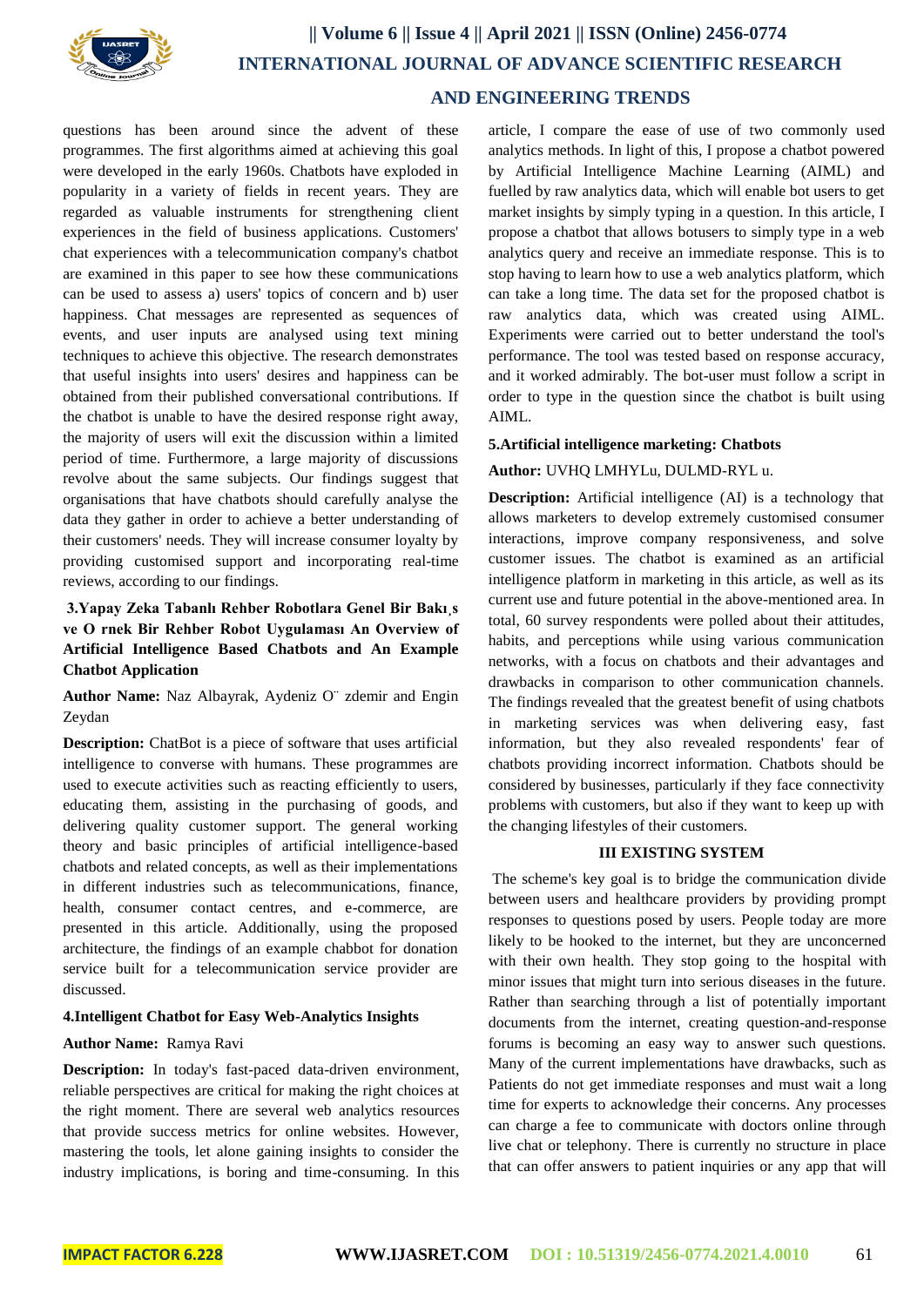questions has been around since the advent of these programmes. The first algorithms aimed at achieving this goal were developed in the early 1960s. Chatbots have exploded in popularity in a variety of fields in recent years. They are regarded as valuable instruments for strengthening client experiences in the field of business applications. Customers' chat experiences with a telecommunication company's chatbot are examined in this paper to see how these communications can be used to assess a) users' topics of concern and b) user happiness. Chat messages are represented as sequences of events, and user inputs are analysed using text mining techniques to achieve this objective. The research demonstrates that useful insights into users' desires and happiness can be obtained from their published conversational contributions. If the chatbot is unable to have the desired response right away, the majority of users will exit the discussion within a limited period of time. Furthermore, a large majority of discussions revolve about the same subjects. Our findings suggest that organisations that have chatbots should carefully analyse the data they gather in order to achieve a better understanding of their customers' needs. They will increase consumer loyalty by providing customised support and incorporating real-time reviews, according to our findings.

**3.Yapay Zeka Tabanlı Rehber Robotlara Genel Bir Bakı¸s ve O rnek Bir Rehber Robot Uygulaması An Overview of Artificial Intelligence Based Chatbots and An Example Chatbot Application**

**Author Name:** Naz Albayrak, Aydeniz O¨ zdemir and Engin Zeydan

**Description:** ChatBot is a piece of software that uses artificial intelligence to converse with humans. These programmes are used to execute activities such as reacting efficiently to users, educating them, assisting in the purchasing of goods, and delivering quality customer support. The general working theory and basic principles of artificial intelligence-based chatbots and related concepts, as well as their implementations in different industries such as telecommunications, finance, health, consumer contact centres, and e-commerce, are presented in this article. Additionally, using the proposed architecture, the findings of an example chabbot for donation service built for a telecommunication service provider are discussed.

**4.Intelligent Chatbot for Easy Web-Analytics Insights**

**Author Name:** Ramya Ravi

**Description:** In today's fast-paced data-driven environment, reliable perspectives are critical for making the right choices at the right moment. There are several web analytics resources that provide success metrics for online websites. However, mastering the tools, let alone gaining insights to consider the industry implications, is boring and time-consuming. In this article, I compare the ease of use of two commonly used analytics methods. In light of this, I propose a chatbot powered by Artificial Intelligence Machine Learning (AIML) and fuelled by raw analytics data, which will enable bot users to get market insights by simply typing in a question. In this article, I propose a chatbot that allows botusers to simply type in a web analytics query and receive an immediate response. This is to stop having to learn how to use a web analytics platform, which can take a long time. The data set for the proposed chatbot is raw analytics data, which was created using AIML. Experiments were carried out to better understand the tool's performance. The tool was tested based on response accuracy, and it worked admirably. The bot-user must follow a script in order to type in the question since the chatbot is built using AIML.

**5.Artificial intelligence marketing: Chatbots**

**Author:** UVHQ LMHYLu, DULMD-RYL u.

**Description:** Artificial intelligence (AI) is a technology that allows marketers to develop extremely customised consumer interactions, improve company responsiveness, and solve customer issues. The chatbot is examined as an artificial intelligence platform in marketing in this article, as well as its current use and future potential in the above-mentioned area. In total, 60 survey respondents were polled about their attitudes, habits, and perceptions while using various communication networks, with a focus on chatbots and their advantages and drawbacks in comparison to other communication channels. The findings revealed that the greatest benefit of using chatbots in marketing services was when delivering easy, fast information, but they also revealed respondents' fear of chatbots providing incorrect information. Chatbots should be considered by businesses, particularly if they face connectivity problems with customers, but also if they want to keep up with the changing lifestyles of their customers.

## III EXISTING SYSTEM

The scheme's key goal is to bridge the communication divide between users and healthcare providers by providing prompt responses to questions posed by users. People today are more likely to be hooked to the internet, but they are unconcerned with their own health. They stop going to the hospital with minor issues that might turn into serious diseases in the future. Rather than searching through a list of potentially important documents from the internet, creating question-and-response forums is becoming an easy way to answer such questions. Many of the current implementations have drawbacks, such as Patients do not get immediate responses and must wait a long time for experts to acknowledge their concerns. Any processes can charge a fee to communicate with doctors online through live chat or telephony. There is currently no structure in place that can offer answers to patient inquiries or any app that will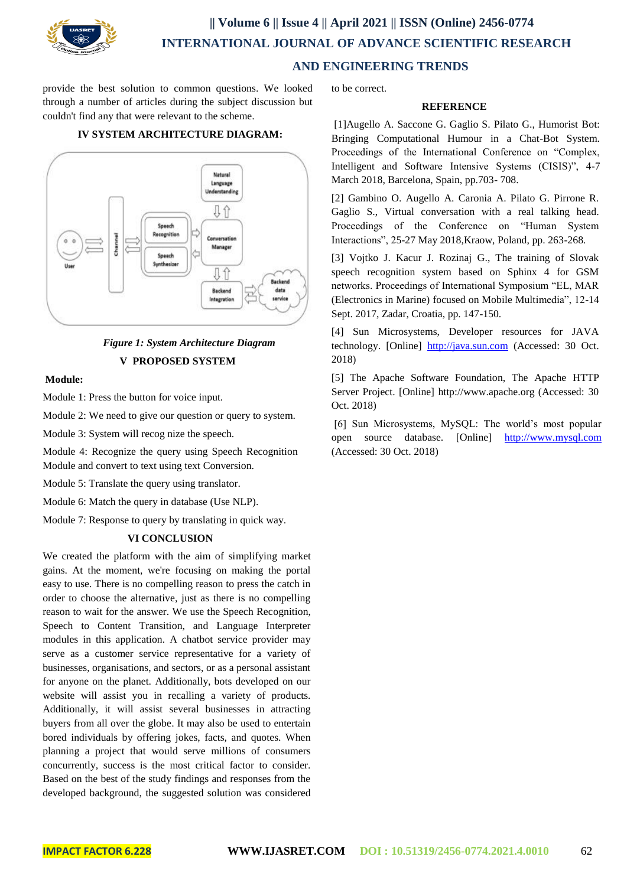provide the best solution to common questions. We looked through a number of articles during the subject discussion but couldn't find any that were relevant to the scheme.

## IV SYSTEM ARCHITECTURE DIAGRAM:

Natural Language Understanding

Speech Recognition

Conversation Manager

Speech Synthesizer

Channel

User

Backend Integration

Backend data service

*Figure 1: System Architecture Diagram*

## V PROPOSED SYSTEM

**Module:**

Module 1: Press the button for voice input.

Module 2: We need to give our question or query to system.

Module 3: System will recog nize the speech.

Module 4: Recognize the query using Speech Recognition Module and convert to text using text Conversion.

Module 5: Translate the query using translator.

Module 6: Match the query in database (Use NLP).

Module 7: Response to query by translating in quick way.

## VI CONCLUSION

We created the platform with the aim of simplifying market gains. At the moment, we're focusing on making the portal easy to use. There is no compelling reason to press the catch in order to choose the alternative, just as there is no compelling reason to wait for the answer. We use the Speech Recognition, Speech to Content Transition, and Language Interpreter modules in this application. A chatbot service provider may serve as a customer service representative for a variety of businesses, organisations, and sectors, or as a personal assistant for anyone on the planet. Additionally, bots developed on our website will assist you in recalling a variety of products. Additionally, it will assist several businesses in attracting buyers from all over the globe. It may also be used to entertain bored individuals by offering jokes, facts, and quotes. When planning a project that would serve millions of consumers concurrently, success is the most critical factor to consider. Based on the best of the study findings and responses from the developed background, the suggested solution was considered to be correct.

## REFERENCE

[1]Augello A. Saccone G. Gaglio S. Pilato G., Humorist Bot: Bringing Computational Humour in a Chat-Bot System. Proceedings of the International Conference on "Complex, Intelligent and Software Intensive Systems (CISIS)", 4-7 March 2018, Barcelona, Spain, pp.703- 708.

[2] Gambino O. Augello A. Caronia A. Pilato G. Pirrone R. Gaglio S., Virtual conversation with a real talking head. Proceedings of the Conference on "Human System Interactions", 25-27 May 2018,Kraow, Poland, pp. 263-268.

[3] Vojtko J. Kacur J. Rozinaj G., The training of Slovak speech recognition system based on Sphinx 4 for GSM networks. Proceedings of International Symposium "EL, MAR (Electronics in Marine) focused on Mobile Multimedia", 12-14 Sept. 2017, Zadar, Croatia, pp. 147-150.

[4] Sun Microsystems, Developer resources for JAVA technology. [Online] http://java.sun.com (Accessed: 30 Oct. 2018)

[5] The Apache Software Foundation, The Apache HTTP Server Project. [Online] http://www.apache.org (Accessed: 30 Oct. 2018)

[6] Sun Microsystems, MySQL: The world's most popular open source database. [Online] http://www.mysql.com (Accessed: 30 Oct. 2018)